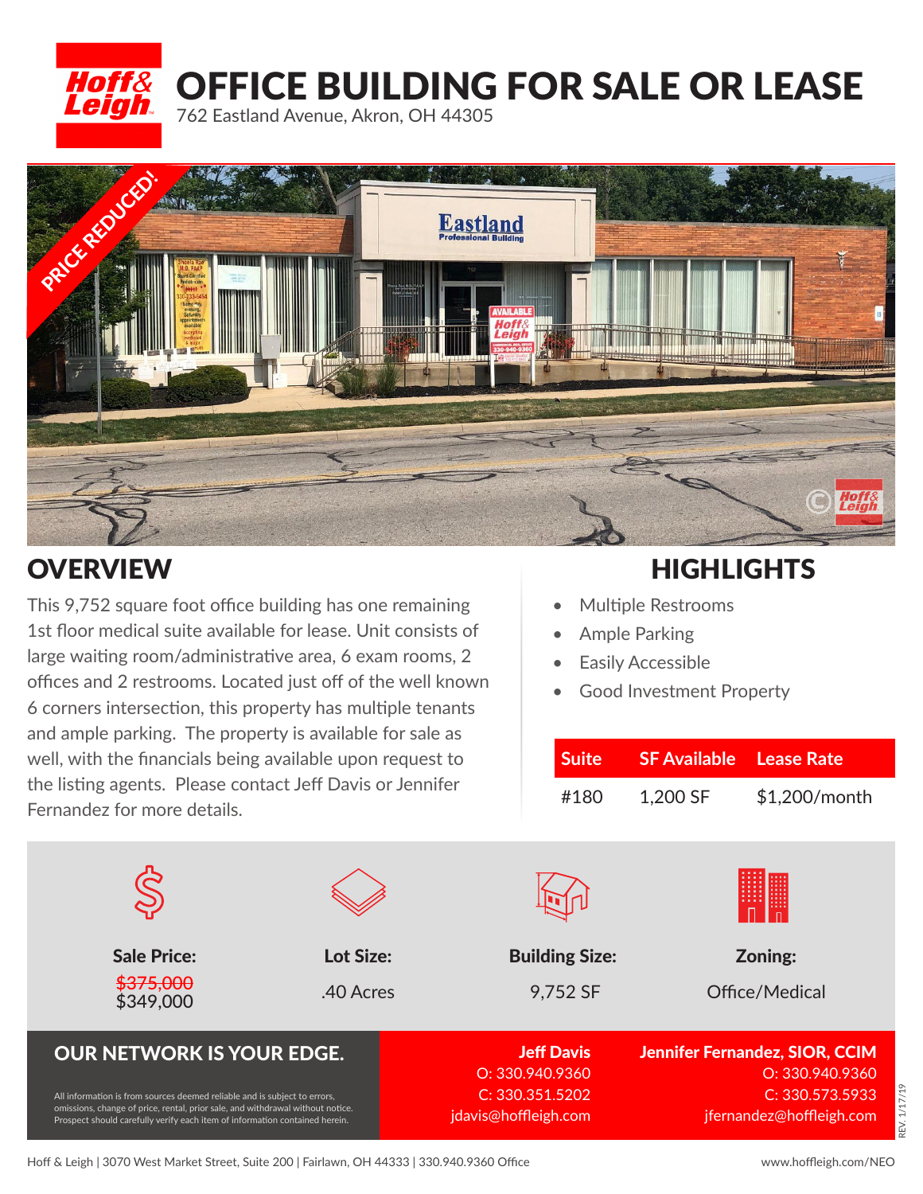# OFFICE BUILDING FOR SALE OR LEASE

762 Eastland Avenue, Akron, OH 44305

PRICE REDUCED!

## OVERVIEW

This 9,752 square foot office building has one remaining 1st floor medical suite available for lease. Unit consists of large waiting room/administrative area, 6 exam rooms, 2 offices and 2 restrooms. Located just off of the well known 6 corners intersection, this property has multiple tenants and ample parking. The property is available for sale as well, with the financials being available upon request to the listing agents. Please contact Jeff Davis or Jennifer Fernandez for more details.

## HIGHLIGHTS

- Multiple Restrooms
- Ample Parking
- Easily Accessible
- Good Investment Property

| Suite | SF Available | Lease Rate |
|---|---|---|
| #180 | 1,200 SF | $1,200/month |

| Sale Price: | Lot Size: | Building Size: | Zoning: |
|---|---|---|---|
| ~~$375,000~~ $349,000 | .40 Acres | 9,752 SF | Office/Medical |

## OUR NETWORK IS YOUR EDGE.

All information is from sources deemed reliable and is subject to errors, omissions, change of price, rental, prior sale, and withdrawal without notice. Prospect should carefully verify each item of information contained herein.

**Jeff Davis**
O: 330.940.9360
C: 330.351.5202
jdavis@hoffleigh.com

**Jennifer Fernandez, SIOR, CCIM**
O: 330.940.9360
C: 330.573.5933
jfernandez@hoffleigh.com

REV. 1/17/19

Hoff & Leigh | 3070 West Market Street, Suite 200 | Fairlawn, OH 44333 | 330.940.9360 Office

www.hoffleigh.com/NEO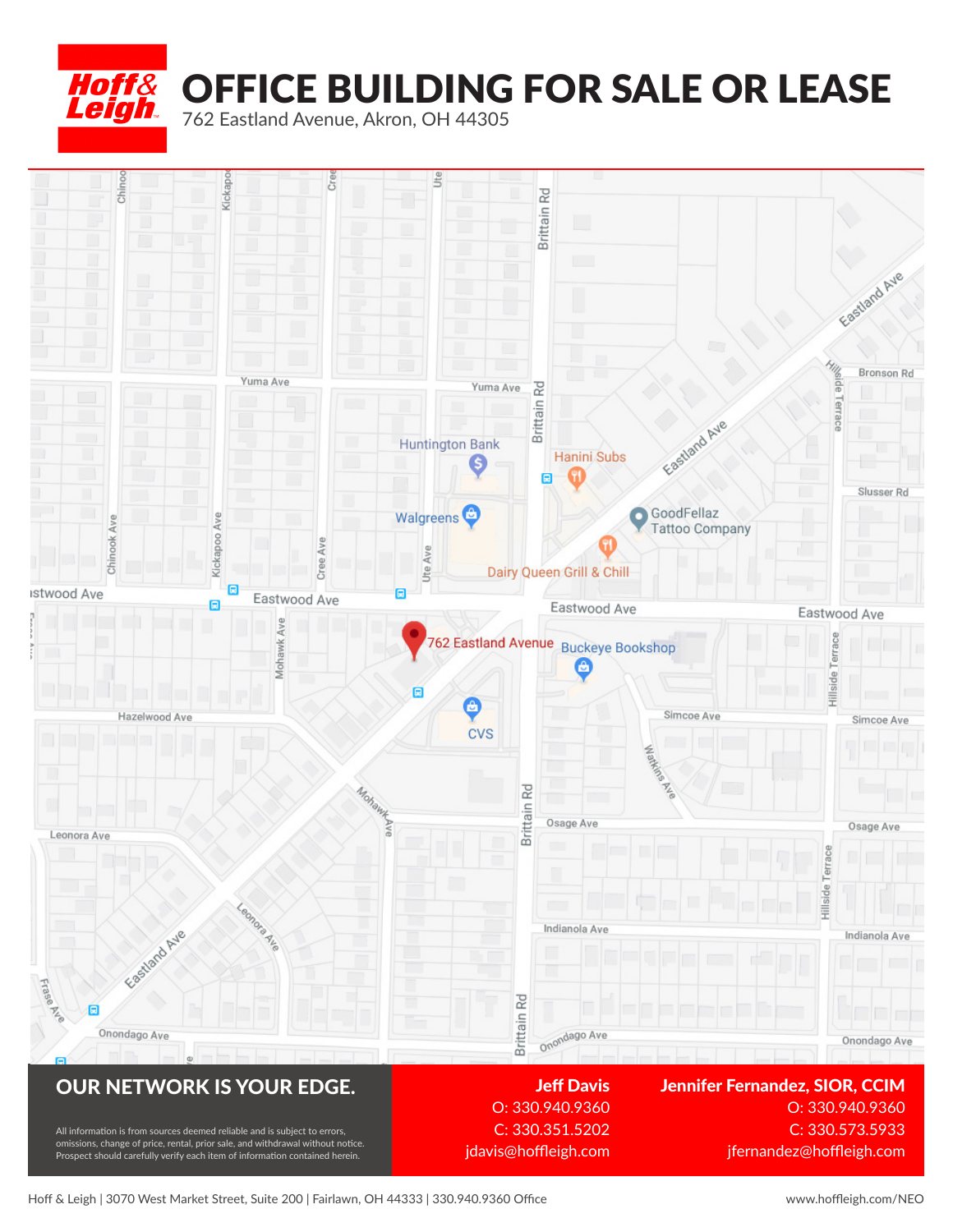# OFFICE BUILDING FOR SALE OR LEASE

762 Eastland Avenue, Akron, OH 44305

Eastland Ave
Bronson Rd
Hillside Terrace
Yuma Ave
Brittain Rd
Huntington Bank
Hanini Subs
Walgreens
GoodFellaz Tattoo Company
Slusser Rd
Dairy Queen Grill & Chill
Eastwood Ave
762 Eastland Avenue
Buckeye Bookshop
Mohawk Ave
Hazelwood Ave
CVS
Simcoe Ave
Watkins Ave
Osage Ave
Leonora Ave
Indianola Ave
Onondago Ave
Chinook Ave
Kickapoo Ave
Cree Ave
Ute Ave
Frase Ave

## OUR NETWORK IS YOUR EDGE.

All information is from sources deemed reliable and is subject to errors, omissions, change of price, rental, prior sale, and withdrawal without notice. Prospect should carefully verify each item of information contained herein.

**Jeff Davis**
O: 330.940.9360
C: 330.351.5202
jdavis@hoffleigh.com

**Jennifer Fernandez, SIOR, CCIM**
O: 330.940.9360
C: 330.573.5933
jfernandez@hoffleigh.com

Hoff & Leigh | 3070 West Market Street, Suite 200 | Fairlawn, OH 44333 | 330.940.9360 Office

www.hoffleigh.com/NEO